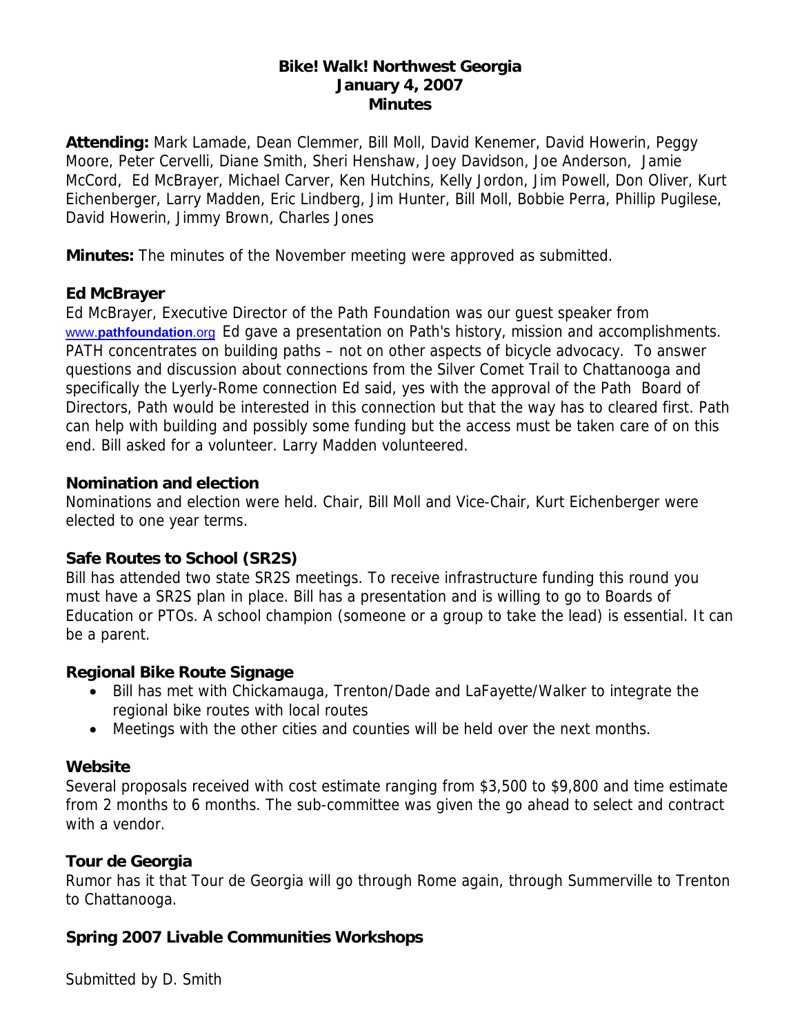# Bike! Walk! Northwest Georgia
## January 4, 2007
## Minutes

**Attending:** Mark Lamade, Dean Clemmer, Bill Moll, David Kenemer, David Howerin, Peggy Moore, Peter Cervelli, Diane Smith, Sheri Henshaw, Joey Davidson, Joe Anderson, Jamie McCord, Ed McBrayer, Michael Carver, Ken Hutchins, Kelly Jordon, Jim Powell, Don Oliver, Kurt Eichenberger, Larry Madden, Eric Lindberg, Jim Hunter, Bill Moll, Bobbie Perra, Phillip Pugilese, David Howerin, Jimmy Brown, Charles Jones

**Minutes:** The minutes of the November meeting were approved as submitted.

### Ed McBrayer

Ed McBrayer, Executive Director of the Path Foundation was our guest speaker from www.**pathfoundation**.org Ed gave a presentation on Path's history, mission and accomplishments. PATH concentrates on building paths – not on other aspects of bicycle advocacy. To answer questions and discussion about connections from the Silver Comet Trail to Chattanooga and specifically the Lyerly-Rome connection Ed said, yes with the approval of the Path Board of Directors, Path would be interested in this connection but that the way has to cleared first. Path can help with building and possibly some funding but the access must be taken care of on this end. Bill asked for a volunteer. Larry Madden volunteered.

### Nomination and election

Nominations and election were held. Chair, Bill Moll and Vice-Chair, Kurt Eichenberger were elected to one year terms.

### Safe Routes to School (SR2S)

Bill has attended two state SR2S meetings. To receive infrastructure funding this round you must have a SR2S plan in place. Bill has a presentation and is willing to go to Boards of Education or PTOs. A school champion (someone or a group to take the lead) is essential. It can be a parent.

### Regional Bike Route Signage

- Bill has met with Chickamauga, Trenton/Dade and LaFayette/Walker to integrate the regional bike routes with local routes
- Meetings with the other cities and counties will be held over the next months.

### Website

Several proposals received with cost estimate ranging from \$3,500 to \$9,800 and time estimate from 2 months to 6 months. The sub-committee was given the go ahead to select and contract with a vendor.

### Tour de Georgia

Rumor has it that Tour de Georgia will go through Rome again, through Summerville to Trenton to Chattanooga.

### Spring 2007 Livable Communities Workshops

Submitted by D. Smith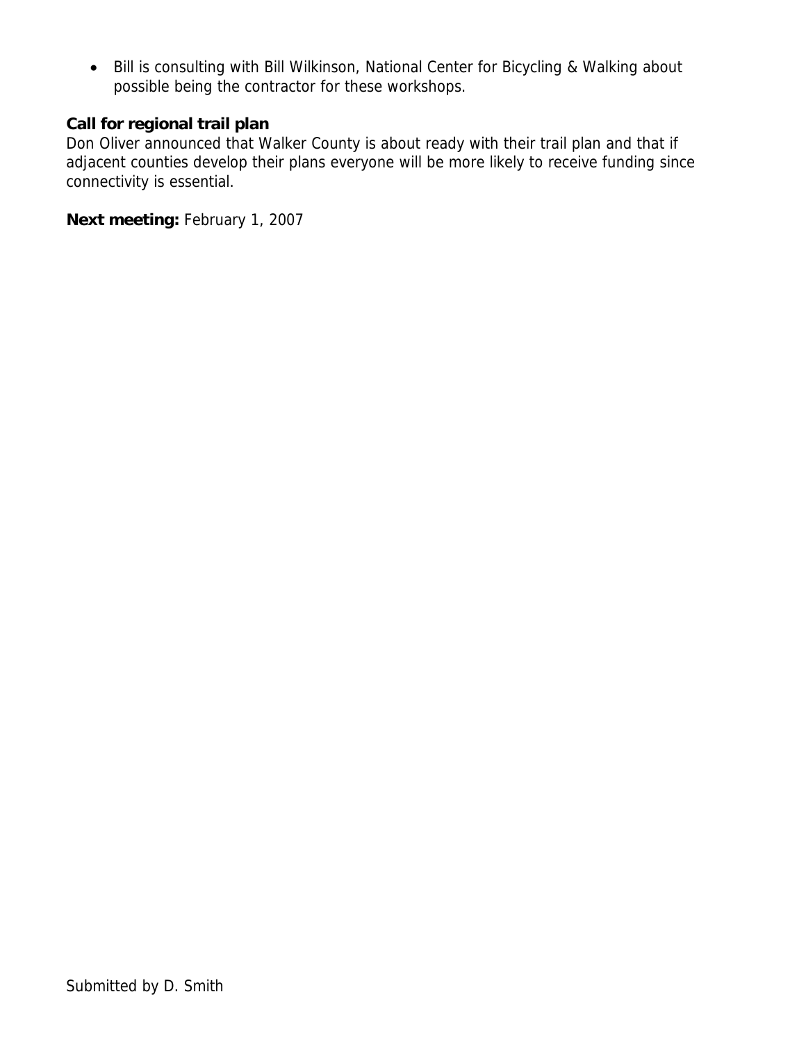- Bill is consulting with Bill Wilkinson, National Center for Bicycling & Walking about possible being the contractor for these workshops.

**Call for regional trail plan**

Don Oliver announced that Walker County is about ready with their trail plan and that if adjacent counties develop their plans everyone will be more likely to receive funding since connectivity is essential.

**Next meeting:** February 1, 2007

Submitted by D. Smith